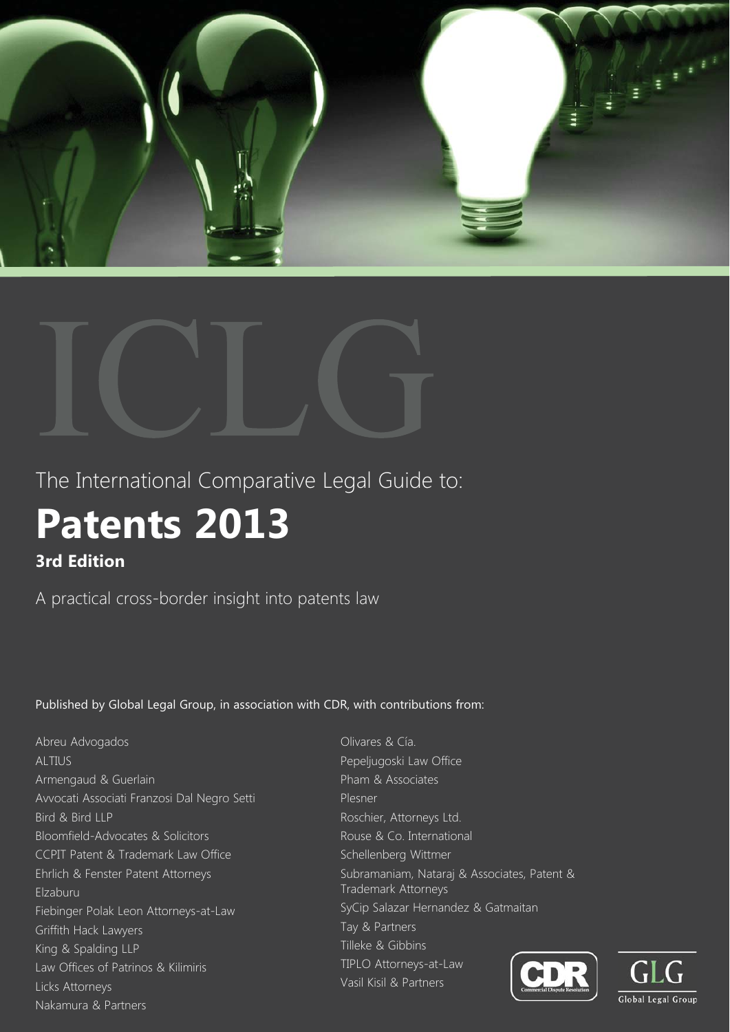ICLG

The International Comparative Legal Guide to:

# Patents 2013

### 3rd Edition

A practical cross-border insight into patents law

Published by Global Legal Group, in association with CDR, with contributions from:

Abreu Advogados
ALTIUS
Armengaud & Guerlain
Avvocati Associati Franzosi Dal Negro Setti
Bird & Bird LLP
Bloomfield-Advocates & Solicitors
CCPIT Patent & Trademark Law Office
Ehrlich & Fenster Patent Attorneys
Elzaburu
Fiebinger Polak Leon Attorneys-at-Law
Griffith Hack Lawyers
King & Spalding LLP
Law Offices of Patrinos & Kilimiris
Licks Attorneys
Nakamura & Partners
Olivares & Cía.
Pepeljugoski Law Office
Pham & Associates
Plesner
Roschier, Attorneys Ltd.
Rouse & Co. International
Schellenberg Wittmer
Subramaniam, Nataraj & Associates, Patent & Trademark Attorneys
SyCip Salazar Hernandez & Gatmaitan
Tay & Partners
Tilleke & Gibbins
TIPLO Attorneys-at-Law
Vasil Kisil & Partners

CDR Commercial Dispute Resolution

GLG Global Legal Group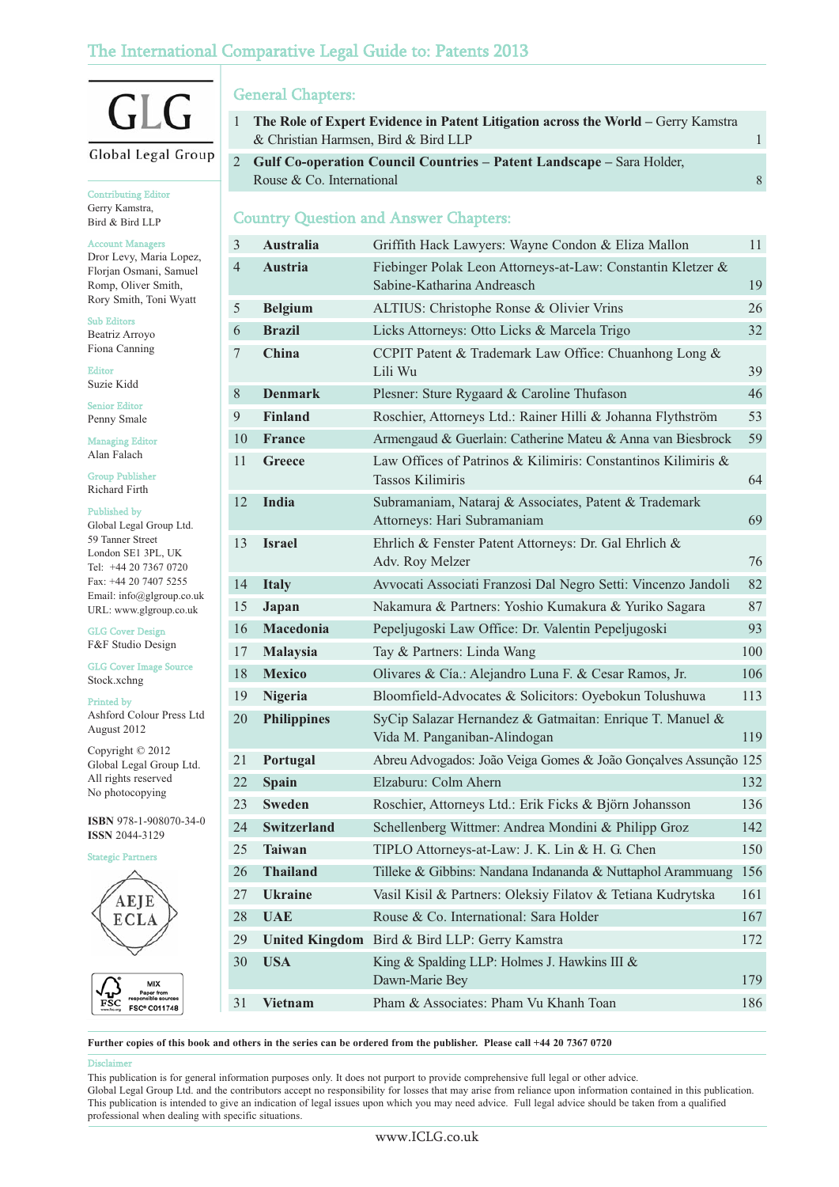# The International Comparative Legal Guide to: Patents 2013

**GLG**
Global Legal Group

Contributing Editor
Gerry Kamstra, Bird & Bird LLP

Account Managers
Dror Levy, Maria Lopez, Florjan Osmani, Samuel Romp, Oliver Smith, Rory Smith, Toni Wyatt

Sub Editors
Beatriz Arroyo
Fiona Canning

Editor
Suzie Kidd

Senior Editor
Penny Smale

Managing Editor
Alan Falach

Group Publisher
Richard Firth

Published by
Global Legal Group Ltd.
59 Tanner Street
London SE1 3PL, UK
Tel: +44 20 7367 0720
Fax: +44 20 7407 5255
Email: info@glgroup.co.uk
URL: www.glgroup.co.uk

GLG Cover Design
F&F Studio Design

GLG Cover Image Source
Stock.xchng

Printed by
Ashford Colour Press Ltd
August 2012

Copyright © 2012
Global Legal Group Ltd.
All rights reserved
No photocopying

**ISBN** 978-1-908070-34-0
**ISSN** 2044-3129

Stategic Partners

AEJE ECLA

FSC MIX Paper from responsible sources FSC® C011748

## General Chapters:

| | | |
|---|---|---|
| 1 | **The Role of Expert Evidence in Patent Litigation across the World** – Gerry Kamstra & Christian Harmsen, Bird & Bird LLP | 1 |
| 2 | **Gulf Co-operation Council Countries – Patent Landscape** – Sara Holder, Rouse & Co. International | 8 |

## Country Question and Answer Chapters:

| | | | |
|---|---|---|---|
| 3 | **Australia** | Griffith Hack Lawyers: Wayne Condon & Eliza Mallon | 11 |
| 4 | **Austria** | Fiebinger Polak Leon Attorneys-at-Law: Constantin Kletzer & Sabine-Katharina Andreasch | 19 |
| 5 | **Belgium** | ALTIUS: Christophe Ronse & Olivier Vrins | 26 |
| 6 | **Brazil** | Licks Attorneys: Otto Licks & Marcela Trigo | 32 |
| 7 | **China** | CCPIT Patent & Trademark Law Office: Chuanhong Long & Lili Wu | 39 |
| 8 | **Denmark** | Plesner: Sture Rygaard & Caroline Thufason | 46 |
| 9 | **Finland** | Roschier, Attorneys Ltd.: Rainer Hilli & Johanna Flythström | 53 |
| 10 | **France** | Armengaud & Guerlain: Catherine Mateu & Anna van Biesbrock | 59 |
| 11 | **Greece** | Law Offices of Patrinos & Kilimiris: Constantinos Kilimiris & Tassos Kilimiris | 64 |
| 12 | **India** | Subramaniam, Nataraj & Associates, Patent & Trademark Attorneys: Hari Subramaniam | 69 |
| 13 | **Israel** | Ehrlich & Fenster Patent Attorneys: Dr. Gal Ehrlich & Adv. Roy Melzer | 76 |
| 14 | **Italy** | Avvocati Associati Franzosi Dal Negro Setti: Vincenzo Jandoli | 82 |
| 15 | **Japan** | Nakamura & Partners: Yoshio Kumakura & Yuriko Sagara | 87 |
| 16 | **Macedonia** | Pepeljugoski Law Office: Dr. Valentin Pepeljugoski | 93 |
| 17 | **Malaysia** | Tay & Partners: Linda Wang | 100 |
| 18 | **Mexico** | Olivares & Cía.: Alejandro Luna F. & Cesar Ramos, Jr. | 106 |
| 19 | **Nigeria** | Bloomfield-Advocates & Solicitors: Oyebokun Tolushuwa | 113 |
| 20 | **Philippines** | SyCip Salazar Hernandez & Gatmaitan: Enrique T. Manuel & Vida M. Panganiban-Alindogan | 119 |
| 21 | **Portugal** | Abreu Advogados: João Veiga Gomes & João Gonçalves Assunção | 125 |
| 22 | **Spain** | Elzaburu: Colm Ahern | 132 |
| 23 | **Sweden** | Roschier, Attorneys Ltd.: Erik Ficks & Björn Johansson | 136 |
| 24 | **Switzerland** | Schellenberg Wittmer: Andrea Mondini & Philipp Groz | 142 |
| 25 | **Taiwan** | TIPLO Attorneys-at-Law: J. K. Lin & H. G. Chen | 150 |
| 26 | **Thailand** | Tilleke & Gibbins: Nandana Indananda & Nuttaphol Arammuang | 156 |
| 27 | **Ukraine** | Vasil Kisil & Partners: Oleksiy Filatov & Tetiana Kudrytska | 161 |
| 28 | **UAE** | Rouse & Co. International: Sara Holder | 167 |
| 29 | **United Kingdom** | Bird & Bird LLP: Gerry Kamstra | 172 |
| 30 | **USA** | King & Spalding LLP: Holmes J. Hawkins III & Dawn-Marie Bey | 179 |
| 31 | **Vietnam** | Pham & Associates: Pham Vu Khanh Toan | 186 |

**Further copies of this book and others in the series can be ordered from the publisher. Please call +44 20 7367 0720**

Disclaimer

This publication is for general information purposes only. It does not purport to provide comprehensive full legal or other advice.
Global Legal Group Ltd. and the contributors accept no responsibility for losses that may arise from reliance upon information contained in this publication.
This publication is intended to give an indication of legal issues upon which you may need advice. Full legal advice should be taken from a qualified professional when dealing with specific situations.

www.ICLG.co.uk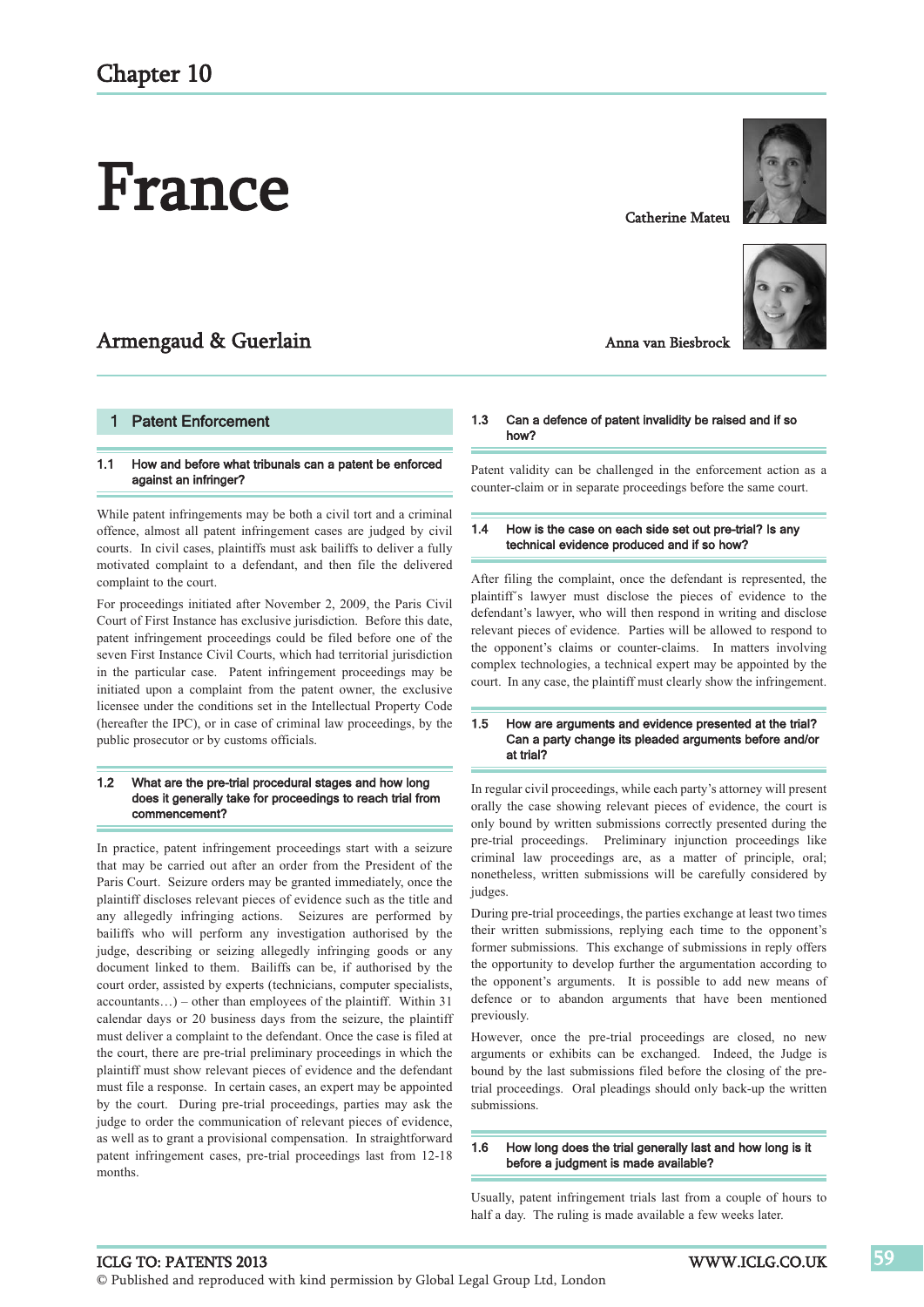# Chapter 10

# France

Catherine Mateu

Anna van Biesbrock

## Armengaud & Guerlain

## 1 Patent Enforcement

### 1.1 How and before what tribunals can a patent be enforced against an infringer?

While patent infringements may be both a civil tort and a criminal offence, almost all patent infringement cases are judged by civil courts. In civil cases, plaintiffs must ask bailiffs to deliver a fully motivated complaint to a defendant, and then file the delivered complaint to the court.

For proceedings initiated after November 2, 2009, the Paris Civil Court of First Instance has exclusive jurisdiction. Before this date, patent infringement proceedings could be filed before one of the seven First Instance Civil Courts, which had territorial jurisdiction in the particular case. Patent infringement proceedings may be initiated upon a complaint from the patent owner, the exclusive licensee under the conditions set in the Intellectual Property Code (hereafter the IPC), or in case of criminal law proceedings, by the public prosecutor or by customs officials.

### 1.2 What are the pre-trial procedural stages and how long does it generally take for proceedings to reach trial from commencement?

In practice, patent infringement proceedings start with a seizure that may be carried out after an order from the President of the Paris Court. Seizure orders may be granted immediately, once the plaintiff discloses relevant pieces of evidence such as the title and any allegedly infringing actions. Seizures are performed by bailiffs who will perform any investigation authorised by the judge, describing or seizing allegedly infringing goods or any document linked to them. Bailiffs can be, if authorised by the court order, assisted by experts (technicians, computer specialists, accountants…) – other than employees of the plaintiff. Within 31 calendar days or 20 business days from the seizure, the plaintiff must deliver a complaint to the defendant. Once the case is filed at the court, there are pre-trial preliminary proceedings in which the plaintiff must show relevant pieces of evidence and the defendant must file a response. In certain cases, an expert may be appointed by the court. During pre-trial proceedings, parties may ask the judge to order the communication of relevant pieces of evidence, as well as to grant a provisional compensation. In straightforward patent infringement cases, pre-trial proceedings last from 12-18 months.

### 1.3 Can a defence of patent invalidity be raised and if so how?

Patent validity can be challenged in the enforcement action as a counter-claim or in separate proceedings before the same court.

### 1.4 How is the case on each side set out pre-trial? Is any technical evidence produced and if so how?

After filing the complaint, once the defendant is represented, the plaintiff's lawyer must disclose the pieces of evidence to the defendant's lawyer, who will then respond in writing and disclose relevant pieces of evidence. Parties will be allowed to respond to the opponent's claims or counter-claims. In matters involving complex technologies, a technical expert may be appointed by the court. In any case, the plaintiff must clearly show the infringement.

### 1.5 How are arguments and evidence presented at the trial? Can a party change its pleaded arguments before and/or at trial?

In regular civil proceedings, while each party's attorney will present orally the case showing relevant pieces of evidence, the court is only bound by written submissions correctly presented during the pre-trial proceedings. Preliminary injunction proceedings like criminal law proceedings are, as a matter of principle, oral; nonetheless, written submissions will be carefully considered by judges.

During pre-trial proceedings, the parties exchange at least two times their written submissions, replying each time to the opponent's former submissions. This exchange of submissions in reply offers the opportunity to develop further the argumentation according to the opponent's arguments. It is possible to add new means of defence or to abandon arguments that have been mentioned previously.

However, once the pre-trial proceedings are closed, no new arguments or exhibits can be exchanged. Indeed, the Judge is bound by the last submissions filed before the closing of the pre-trial proceedings. Oral pleadings should only back-up the written submissions.

### 1.6 How long does the trial generally last and how long is it before a judgment is made available?

Usually, patent infringement trials last from a couple of hours to half a day. The ruling is made available a few weeks later.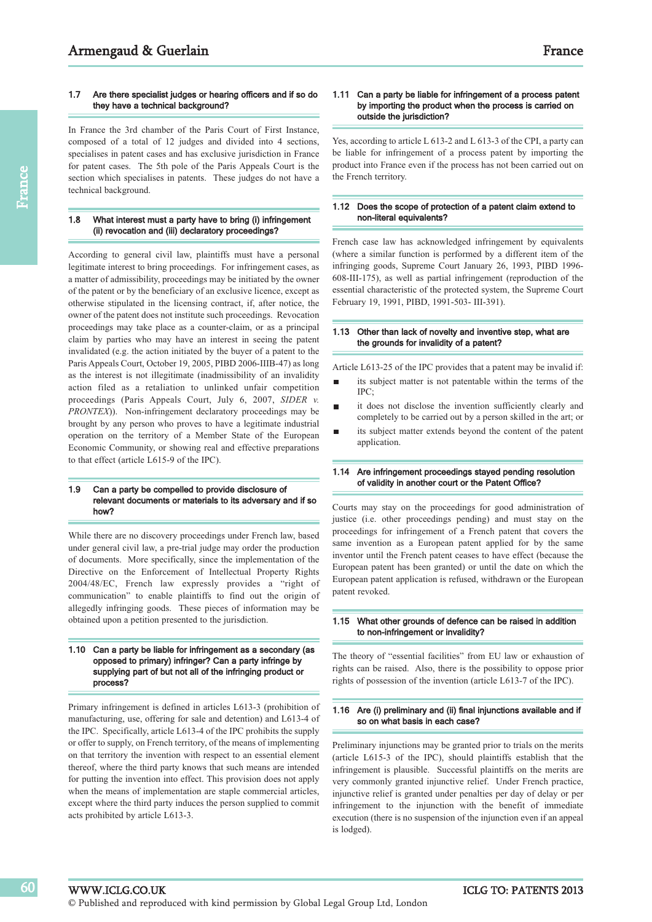### 1.7 Are there specialist judges or hearing officers and if so do they have a technical background?

In France the 3rd chamber of the Paris Court of First Instance, composed of a total of 12 judges and divided into 4 sections, specialises in patent cases and has exclusive jurisdiction in France for patent cases. The 5th pole of the Paris Appeals Court is the section which specialises in patents. These judges do not have a technical background.

### 1.8 What interest must a party have to bring (i) infringement (ii) revocation and (iii) declaratory proceedings?

According to general civil law, plaintiffs must have a personal legitimate interest to bring proceedings. For infringement cases, as a matter of admissibility, proceedings may be initiated by the owner of the patent or by the beneficiary of an exclusive licence, except as otherwise stipulated in the licensing contract, if, after notice, the owner of the patent does not institute such proceedings. Revocation proceedings may take place as a counter-claim, or as a principal claim by parties who may have an interest in seeing the patent invalidated (e.g. the action initiated by the buyer of a patent to the Paris Appeals Court, October 19, 2005, PIBD 2006-IIIB-47) as long as the interest is not illegitimate (inadmissibility of an invalidity action filed as a retaliation to unlinked unfair competition proceedings (Paris Appeals Court, July 6, 2007, *SIDER v. PRONTEX*)). Non-infringement declaratory proceedings may be brought by any person who proves to have a legitimate industrial operation on the territory of a Member State of the European Economic Community, or showing real and effective preparations to that effect (article L615-9 of the IPC).

### 1.9 Can a party be compelled to provide disclosure of relevant documents or materials to its adversary and if so how?

While there are no discovery proceedings under French law, based under general civil law, a pre-trial judge may order the production of documents. More specifically, since the implementation of the Directive on the Enforcement of Intellectual Property Rights 2004/48/EC, French law expressly provides a "right of communication" to enable plaintiffs to find out the origin of allegedly infringing goods. These pieces of information may be obtained upon a petition presented to the jurisdiction.

### 1.10 Can a party be liable for infringement as a secondary (as opposed to primary) infringer? Can a party infringe by supplying part of but not all of the infringing product or process?

Primary infringement is defined in articles L613-3 (prohibition of manufacturing, use, offering for sale and detention) and L613-4 of the IPC. Specifically, article L613-4 of the IPC prohibits the supply or offer to supply, on French territory, of the means of implementing on that territory the invention with respect to an essential element thereof, where the third party knows that such means are intended for putting the invention into effect. This provision does not apply when the means of implementation are staple commercial articles, except where the third party induces the person supplied to commit acts prohibited by article L613-3.

### 1.11 Can a party be liable for infringement of a process patent by importing the product when the process is carried on outside the jurisdiction?

Yes, according to article L 613-2 and L 613-3 of the CPI, a party can be liable for infringement of a process patent by importing the product into France even if the process has not been carried out on the French territory.

### 1.12 Does the scope of protection of a patent claim extend to non-literal equivalents?

French case law has acknowledged infringement by equivalents (where a similar function is performed by a different item of the infringing goods, Supreme Court January 26, 1993, PIBD 1996-608-III-175), as well as partial infringement (reproduction of the essential characteristic of the protected system, the Supreme Court February 19, 1991, PIBD, 1991-503- III-391).

### 1.13 Other than lack of novelty and inventive step, what are the grounds for invalidity of a patent?

Article L613-25 of the IPC provides that a patent may be invalid if:

- its subject matter is not patentable within the terms of the IPC;
- it does not disclose the invention sufficiently clearly and completely to be carried out by a person skilled in the art; or
- its subject matter extends beyond the content of the patent application.

### 1.14 Are infringement proceedings stayed pending resolution of validity in another court or the Patent Office?

Courts may stay on the proceedings for good administration of justice (i.e. other proceedings pending) and must stay on the proceedings for infringement of a French patent that covers the same invention as a European patent applied for by the same inventor until the French patent ceases to have effect (because the European patent has been granted) or until the date on which the European patent application is refused, withdrawn or the European patent revoked.

### 1.15 What other grounds of defence can be raised in addition to non-infringement or invalidity?

The theory of "essential facilities" from EU law or exhaustion of rights can be raised. Also, there is the possibility to oppose prior rights of possession of the invention (article L613-7 of the IPC).

### 1.16 Are (i) preliminary and (ii) final injunctions available and if so on what basis in each case?

Preliminary injunctions may be granted prior to trials on the merits (article L615-3 of the IPC), should plaintiffs establish that the infringement is plausible. Successful plaintiffs on the merits are very commonly granted injunctive relief. Under French practice, injunctive relief is granted under penalties per day of delay or per infringement to the injunction with the benefit of immediate execution (there is no suspension of the injunction even if an appeal is lodged).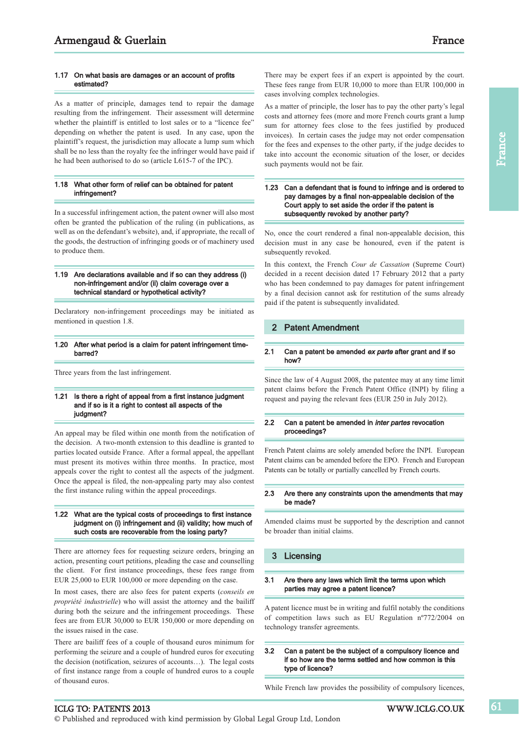### 1.17 On what basis are damages or an account of profits estimated?

As a matter of principle, damages tend to repair the damage resulting from the infringement. Their assessment will determine whether the plaintiff is entitled to lost sales or to a "licence fee" depending on whether the patent is used. In any case, upon the plaintiff's request, the jurisdiction may allocate a lump sum which shall be no less than the royalty fee the infringer would have paid if he had been authorised to do so (article L615-7 of the IPC).

### 1.18 What other form of relief can be obtained for patent infringement?

In a successful infringement action, the patent owner will also most often be granted the publication of the ruling (in publications, as well as on the defendant's website), and, if appropriate, the recall of the goods, the destruction of infringing goods or of machinery used to produce them.

### 1.19 Are declarations available and if so can they address (i) non-infringement and/or (ii) claim coverage over a technical standard or hypothetical activity?

Declaratory non-infringement proceedings may be initiated as mentioned in question 1.8.

### 1.20 After what period is a claim for patent infringement time-barred?

Three years from the last infringement.

### 1.21 Is there a right of appeal from a first instance judgment and if so is it a right to contest all aspects of the judgment?

An appeal may be filed within one month from the notification of the decision. A two-month extension to this deadline is granted to parties located outside France. After a formal appeal, the appellant must present its motives within three months. In practice, most appeals cover the right to contest all the aspects of the judgment. Once the appeal is filed, the non-appealing party may also contest the first instance ruling within the appeal proceedings.

### 1.22 What are the typical costs of proceedings to first instance judgment on (i) infringement and (ii) validity; how much of such costs are recoverable from the losing party?

There are attorney fees for requesting seizure orders, bringing an action, presenting court petitions, pleading the case and counselling the client. For first instance proceedings, these fees range from EUR 25,000 to EUR 100,000 or more depending on the case.

In most cases, there are also fees for patent experts (*conseils en propriété industrielle*) who will assist the attorney and the bailiff during both the seizure and the infringement proceedings. These fees are from EUR 30,000 to EUR 150,000 or more depending on the issues raised in the case.

There are bailiff fees of a couple of thousand euros minimum for performing the seizure and a couple of hundred euros for executing the decision (notification, seizures of accounts…). The legal costs of first instance range from a couple of hundred euros to a couple of thousand euros.

There may be expert fees if an expert is appointed by the court. These fees range from EUR 10,000 to more than EUR 100,000 in cases involving complex technologies.

As a matter of principle, the loser has to pay the other party's legal costs and attorney fees (more and more French courts grant a lump sum for attorney fees close to the fees justified by produced invoices). In certain cases the judge may not order compensation for the fees and expenses to the other party, if the judge decides to take into account the economic situation of the loser, or decides such payments would not be fair.

### 1.23 Can a defendant that is found to infringe and is ordered to pay damages by a final non-appealable decision of the Court apply to set aside the order if the patent is subsequently revoked by another party?

No, once the court rendered a final non-appealable decision, this decision must in any case be honoured, even if the patent is subsequently revoked.

In this context, the French *Cour de Cassation* (Supreme Court) decided in a recent decision dated 17 February 2012 that a party who has been condemned to pay damages for patent infringement by a final decision cannot ask for restitution of the sums already paid if the patent is subsequently invalidated.

## 2 Patent Amendment

### 2.1 Can a patent be amended *ex parte* after grant and if so how?

Since the law of 4 August 2008, the patentee may at any time limit patent claims before the French Patent Office (INPI) by filing a request and paying the relevant fees (EUR 250 in July 2012).

### 2.2 Can a patent be amended in *inter partes* revocation proceedings?

French Patent claims are solely amended before the INPI. European Patent claims can be amended before the EPO. French and European Patents can be totally or partially cancelled by French courts.

### 2.3 Are there any constraints upon the amendments that may be made?

Amended claims must be supported by the description and cannot be broader than initial claims.

## 3 Licensing

### 3.1 Are there any laws which limit the terms upon which parties may agree a patent licence?

A patent licence must be in writing and fulfil notably the conditions of competition laws such as EU Regulation nº772/2004 on technology transfer agreements.

### 3.2 Can a patent be the subject of a compulsory licence and if so how are the terms settled and how common is this type of licence?

While French law provides the possibility of compulsory licences,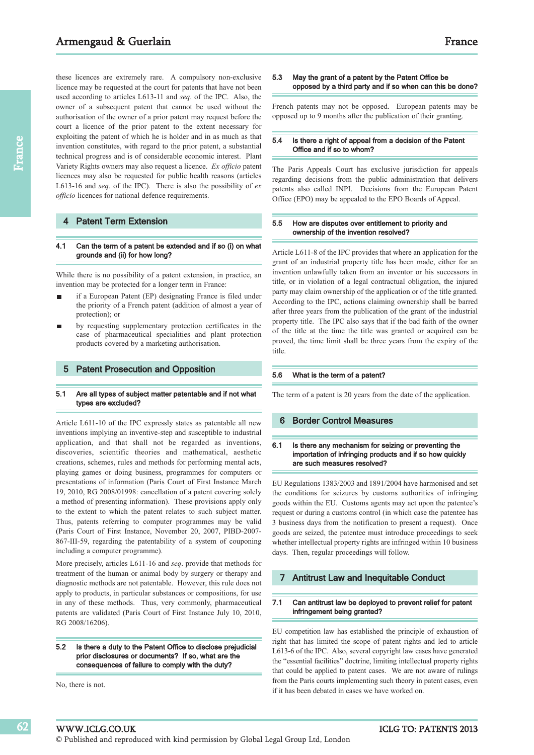these licences are extremely rare. A compulsory non-exclusive licence may be requested at the court for patents that have not been used according to articles L613-11 and *seq*. of the IPC. Also, the owner of a subsequent patent that cannot be used without the authorisation of the owner of a prior patent may request before the court a licence of the prior patent to the extent necessary for exploiting the patent of which he is holder and in as much as that invention constitutes, with regard to the prior patent, a substantial technical progress and is of considerable economic interest. Plant Variety Rights owners may also request a licence. *Ex officio* patent licences may also be requested for public health reasons (articles L613-16 and *seq*. of the IPC). There is also the possibility of *ex officio* licences for national defence requirements.

## 4 Patent Term Extension

### 4.1 Can the term of a patent be extended and if so (i) on what grounds and (ii) for how long?

While there is no possibility of a patent extension, in practice, an invention may be protected for a longer term in France:

- if a European Patent (EP) designating France is filed under the priority of a French patent (addition of almost a year of protection); or
- by requesting supplementary protection certificates in the case of pharmaceutical specialities and plant protection products covered by a marketing authorisation.

## 5 Patent Prosecution and Opposition

### 5.1 Are all types of subject matter patentable and if not what types are excluded?

Article L611-10 of the IPC expressly states as patentable all new inventions implying an inventive-step and susceptible to industrial application, and that shall not be regarded as inventions, discoveries, scientific theories and mathematical, aesthetic creations, schemes, rules and methods for performing mental acts, playing games or doing business, programmes for computers or presentations of information (Paris Court of First Instance March 19, 2010, RG 2008/01998: cancellation of a patent covering solely a method of presenting information). These provisions apply only to the extent to which the patent relates to such subject matter. Thus, patents referring to computer programmes may be valid (Paris Court of First Instance, November 20, 2007, PIBD-2007-867-III-59, regarding the patentability of a system of couponing including a computer programme).

More precisely, articles L611-16 and *seq*. provide that methods for treatment of the human or animal body by surgery or therapy and diagnostic methods are not patentable. However, this rule does not apply to products, in particular substances or compositions, for use in any of these methods. Thus, very commonly, pharmaceutical patents are validated (Paris Court of First Instance July 10, 2010, RG 2008/16206).

### 5.2 Is there a duty to the Patent Office to disclose prejudicial prior disclosures or documents? If so, what are the consequences of failure to comply with the duty?

No, there is not.

### 5.3 May the grant of a patent by the Patent Office be opposed by a third party and if so when can this be done?

French patents may not be opposed. European patents may be opposed up to 9 months after the publication of their granting.

### 5.4 Is there a right of appeal from a decision of the Patent Office and if so to whom?

The Paris Appeals Court has exclusive jurisdiction for appeals regarding decisions from the public administration that delivers patents also called INPI. Decisions from the European Patent Office (EPO) may be appealed to the EPO Boards of Appeal.

### 5.5 How are disputes over entitlement to priority and ownership of the invention resolved?

Article L611-8 of the IPC provides that where an application for the grant of an industrial property title has been made, either for an invention unlawfully taken from an inventor or his successors in title, or in violation of a legal contractual obligation, the injured party may claim ownership of the application or of the title granted. According to the IPC, actions claiming ownership shall be barred after three years from the publication of the grant of the industrial property title. The IPC also says that if the bad faith of the owner of the title at the time the title was granted or acquired can be proved, the time limit shall be three years from the expiry of the title.

### 5.6 What is the term of a patent?

The term of a patent is 20 years from the date of the application.

## 6 Border Control Measures

### 6.1 Is there any mechanism for seizing or preventing the importation of infringing products and if so how quickly are such measures resolved?

EU Regulations 1383/2003 and 1891/2004 have harmonised and set the conditions for seizures by customs authorities of infringing goods within the EU. Customs agents may act upon the patentee's request or during a customs control (in which case the patentee has 3 business days from the notification to present a request). Once goods are seized, the patentee must introduce proceedings to seek whether intellectual property rights are infringed within 10 business days. Then, regular proceedings will follow.

## 7 Antitrust Law and Inequitable Conduct

### 7.1 Can antitrust law be deployed to prevent relief for patent infringement being granted?

EU competition law has established the principle of exhaustion of right that has limited the scope of patent rights and led to article L613-6 of the IPC. Also, several copyright law cases have generated the "essential facilities" doctrine, limiting intellectual property rights that could be applied to patent cases. We are not aware of rulings from the Paris courts implementing such theory in patent cases, even if it has been debated in cases we have worked on.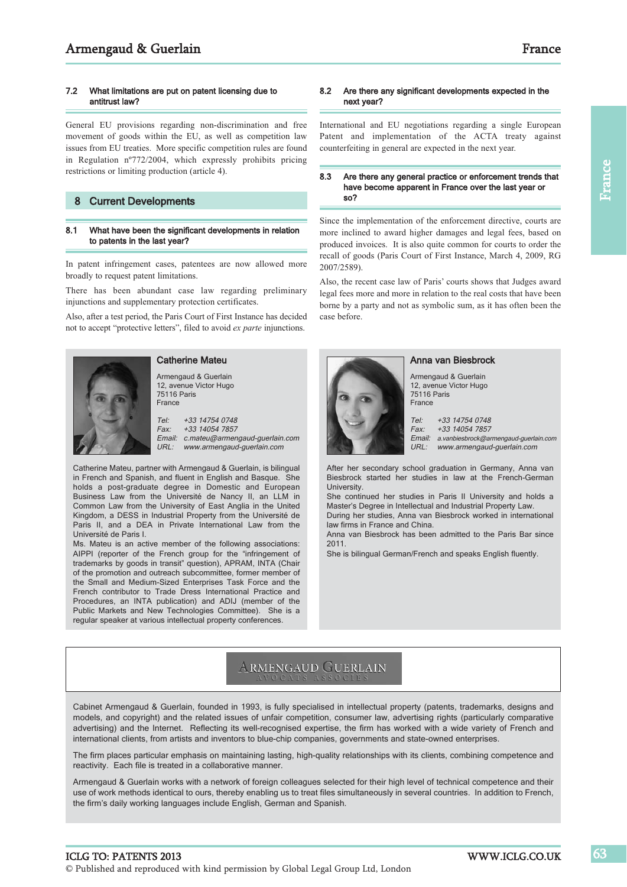### 7.2 What limitations are put on patent licensing due to antitrust law?

General EU provisions regarding non-discrimination and free movement of goods within the EU, as well as competition law issues from EU treaties. More specific competition rules are found in Regulation nº772/2004, which expressly prohibits pricing restrictions or limiting production (article 4).

## 8 Current Developments

### 8.1 What have been the significant developments in relation to patents in the last year?

In patent infringement cases, patentees are now allowed more broadly to request patent limitations.

There has been abundant case law regarding preliminary injunctions and supplementary protection certificates.

Also, after a test period, the Paris Court of First Instance has decided not to accept "protective letters", filed to avoid *ex parte* injunctions.

### 8.2 Are there any significant developments expected in the next year?

International and EU negotiations regarding a single European Patent and implementation of the ACTA treaty against counterfeiting in general are expected in the next year.

### 8.3 Are there any general practice or enforcement trends that have become apparent in France over the last year or so?

Since the implementation of the enforcement directive, courts are more inclined to award higher damages and legal fees, based on produced invoices. It is also quite common for courts to order the recall of goods (Paris Court of First Instance, March 4, 2009, RG 2007/2589).

Also, the recent case law of Paris' courts shows that Judges award legal fees more and more in relation to the real costs that have been borne by a party and not as symbolic sum, as it has often been the case before.

**Catherine Mateu**

Armengaud & Guerlain
12, avenue Victor Hugo
75116 Paris
France

Tel: +33 14754 0748
Fax: +33 14054 7857
Email: c.mateu@armengaud-guerlain.com
URL: www.armengaud-guerlain.com

Catherine Mateu, partner with Armengaud & Guerlain, is bilingual in French and Spanish, and fluent in English and Basque. She holds a post-graduate degree in Domestic and European Business Law from the Université de Nancy II, an LLM in Common Law from the University of East Anglia in the United Kingdom, a DESS in Industrial Property from the Université de Paris II, and a DEA in Private International Law from the Université de Paris I.

Ms. Mateu is an active member of the following associations: AIPPI (reporter for the French group for the "infringement of trademarks by goods in transit" question), APRAM, INTA (Chair of the promotion and outreach subcommittee, former member of the Small and Medium-Sized Enterprises Task Force and the French contributor to Trade Dress International Practice and Procedures, an INTA publication) and ADIJ (member of the Public Markets and New Technologies Committee). She is a regular speaker at various intellectual property conferences.

**Anna van Biesbrock**

Armengaud & Guerlain
12, avenue Victor Hugo
75116 Paris
France

Tel: +33 14754 0748
Fax: +33 14054 7857
Email: a.vanbiesbrock@armengaud-guerlain.com
URL: www.armengaud-guerlain.com

After her secondary school graduation in Germany, Anna van Biesbrock started her studies in law at the French-German University.

She continued her studies in Paris II University and holds a Master's Degree in Intellectual and Industrial Property Law.

During her studies, Anna van Biesbrock worked in international law firms in France and China.

Anna van Biesbrock has been admitted to the Paris Bar since 2011.

She is bilingual German/French and speaks English fluently.

**ARMENGAUD GUERLAIN**
AVOCATS ASSOCIÉS

Cabinet Armengaud & Guerlain, founded in 1993, is fully specialised in intellectual property (patents, trademarks, designs and models, and copyright) and the related issues of unfair competition, consumer law, advertising rights (particularly comparative advertising) and the Internet. Reflecting its well-recognised expertise, the firm has worked with a wide variety of French and international clients, from artists and inventors to blue-chip companies, governments and state-owned enterprises.

The firm places particular emphasis on maintaining lasting, high-quality relationships with its clients, combining competence and reactivity. Each file is treated in a collaborative manner.

Armengaud & Guerlain works with a network of foreign colleagues selected for their high level of technical competence and their use of work methods identical to ours, thereby enabling us to treat files simultaneously in several countries. In addition to French, the firm's daily working languages include English, German and Spanish.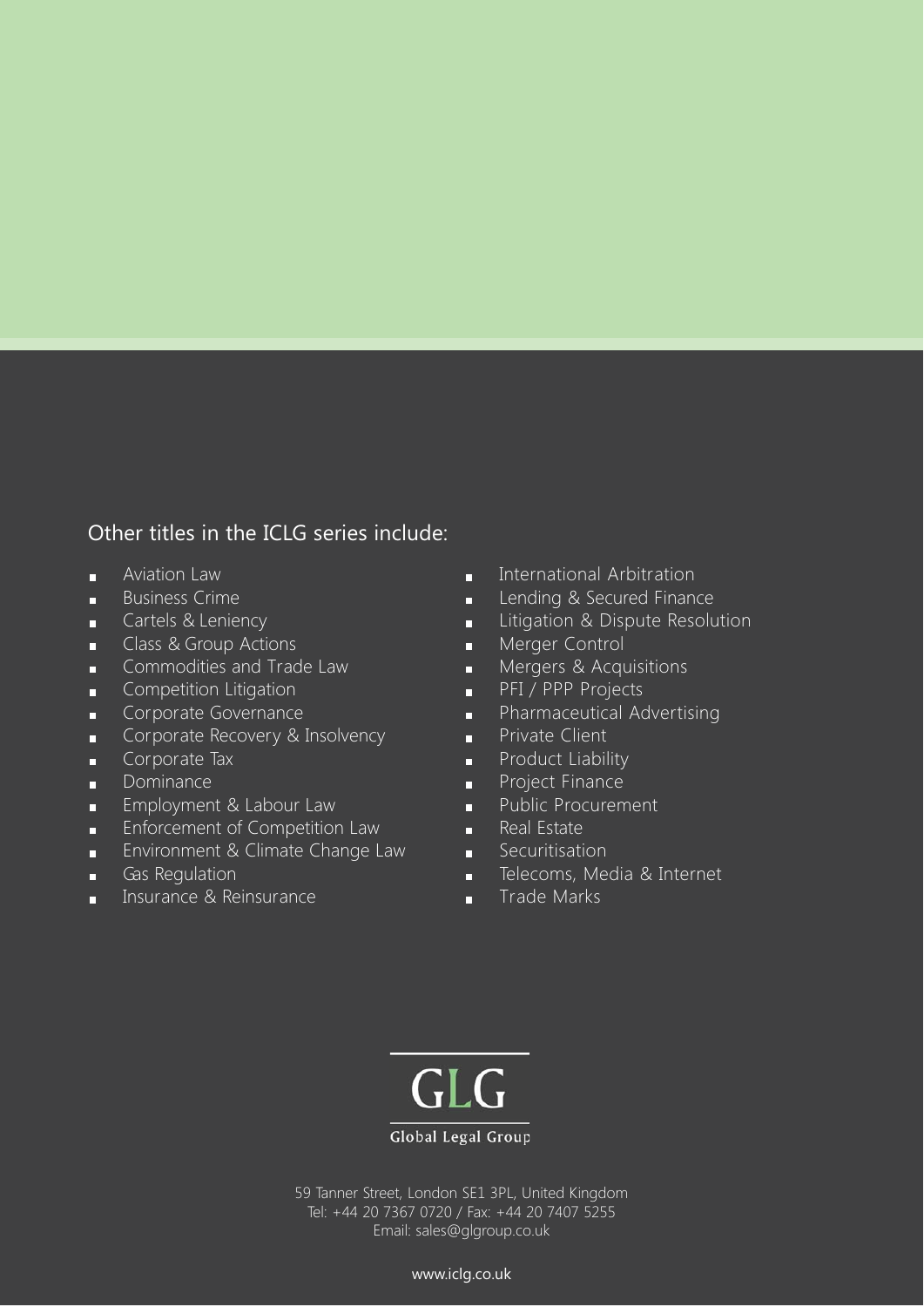## Other titles in the ICLG series include:

- Aviation Law
- Business Crime
- Cartels & Leniency
- Class & Group Actions
- Commodities and Trade Law
- Competition Litigation
- Corporate Governance
- Corporate Recovery & Insolvency
- Corporate Tax
- Dominance
- Employment & Labour Law
- Enforcement of Competition Law
- Environment & Climate Change Law
- Gas Regulation
- Insurance & Reinsurance
- International Arbitration
- Lending & Secured Finance
- Litigation & Dispute Resolution
- Merger Control
- Mergers & Acquisitions
- PFI / PPP Projects
- Pharmaceutical Advertising
- Private Client
- Product Liability
- Project Finance
- Public Procurement
- Real Estate
- Securitisation
- Telecoms, Media & Internet
- Trade Marks

GLG

Global Legal Group

59 Tanner Street, London SE1 3PL, United Kingdom
Tel: +44 20 7367 0720 / Fax: +44 20 7407 5255
Email: sales@glgroup.co.uk

www.iclg.co.uk